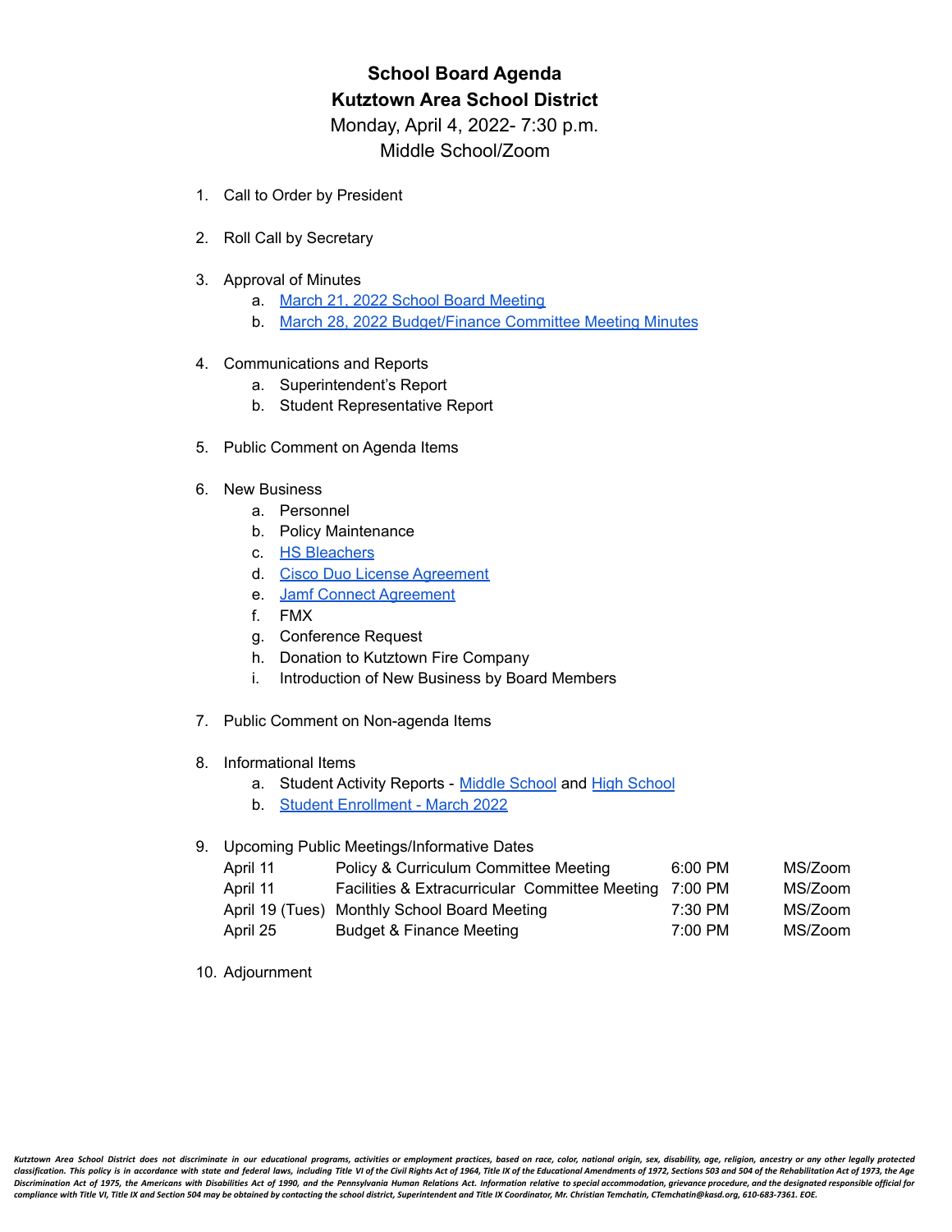# School Board Agenda

## Kutztown Area School District

Monday, April 4, 2022- 7:30 p.m.

Middle School/Zoom

1. Call to Order by President

2. Roll Call by Secretary

3. Approval of Minutes
   a. March 21, 2022 School Board Meeting
   b. March 28, 2022 Budget/Finance Committee Meeting Minutes

4. Communications and Reports
   a. Superintendent's Report
   b. Student Representative Report

5. Public Comment on Agenda Items

6. New Business
   a. Personnel
   b. Policy Maintenance
   c. HS Bleachers
   d. Cisco Duo License Agreement
   e. Jamf Connect Agreement
   f. FMX
   g. Conference Request
   h. Donation to Kutztown Fire Company
   i. Introduction of New Business by Board Members

7. Public Comment on Non-agenda Items

8. Informational Items
   a. Student Activity Reports - Middle School and High School
   b. Student Enrollment - March 2022

9. Upcoming Public Meetings/Informative Dates

| | | | |
|---|---|---|---|
| April 11 | Policy & Curriculum Committee Meeting | 6:00 PM | MS/Zoom |
| April 11 | Facilities & Extracurricular Committee Meeting | 7:00 PM | MS/Zoom |
| April 19 (Tues) | Monthly School Board Meeting | 7:30 PM | MS/Zoom |
| April 25 | Budget & Finance Meeting | 7:00 PM | MS/Zoom |

10. Adjournment

*Kutztown Area School District does not discriminate in our educational programs, activities or employment practices, based on race, color, national origin, sex, disability, age, religion, ancestry or any other legally protected classification. This policy is in accordance with state and federal laws, including Title VI of the Civil Rights Act of 1964, Title IX of the Educational Amendments of 1972, Sections 503 and 504 of the Rehabilitation Act of 1973, the Age Discrimination Act of 1975, the Americans with Disabilities Act of 1990, and the Pennsylvania Human Relations Act. Information relative to special accommodation, grievance procedure, and the designated responsible official for compliance with Title VI, Title IX and Section 504 may be obtained by contacting the school district, Superintendent and Title IX Coordinator, Mr. Christian Temchatin, CTemchatin@kasd.org, 610-683-7361. EOE.*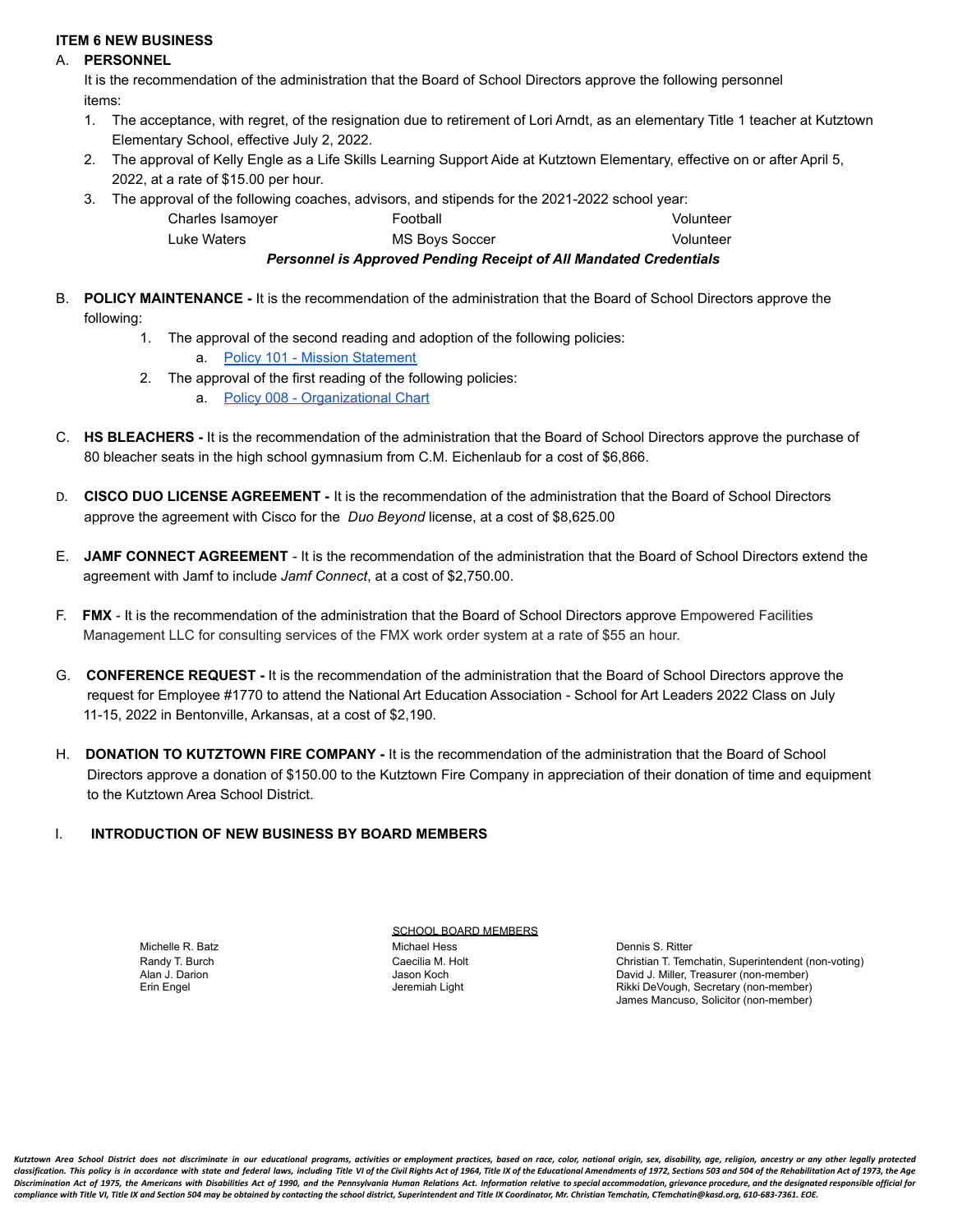**ITEM 6 NEW BUSINESS**

A. **PERSONNEL**

It is the recommendation of the administration that the Board of School Directors approve the following personnel items:

1. The acceptance, with regret, of the resignation due to retirement of Lori Arndt, as an elementary Title 1 teacher at Kutztown Elementary School, effective July 2, 2022.
2. The approval of Kelly Engle as a Life Skills Learning Support Aide at Kutztown Elementary, effective on or after April 5, 2022, at a rate of $15.00 per hour.
3. The approval of the following coaches, advisors, and stipends for the 2021-2022 school year:

| | | |
|---|---|---|
| Charles Isamoyer | Football | Volunteer |
| Luke Waters | MS Boys Soccer | Volunteer |

***Personnel is Approved Pending Receipt of All Mandated Credentials***

B. **POLICY MAINTENANCE -** It is the recommendation of the administration that the Board of School Directors approve the following:

1. The approval of the second reading and adoption of the following policies:
   a. Policy 101 - Mission Statement
2. The approval of the first reading of the following policies:
   a. Policy 008 - Organizational Chart

C. **HS BLEACHERS -** It is the recommendation of the administration that the Board of School Directors approve the purchase of 80 bleacher seats in the high school gymnasium from C.M. Eichenlaub for a cost of $6,866.

D. **CISCO DUO LICENSE AGREEMENT -** It is the recommendation of the administration that the Board of School Directors approve the agreement with Cisco for the *Duo Beyond* license, at a cost of $8,625.00

E. **JAMF CONNECT AGREEMENT** - It is the recommendation of the administration that the Board of School Directors extend the agreement with Jamf to include *Jamf Connect*, at a cost of $2,750.00.

F. **FMX** - It is the recommendation of the administration that the Board of School Directors approve Empowered Facilities Management LLC for consulting services of the FMX work order system at a rate of $55 an hour.

G. **CONFERENCE REQUEST -** It is the recommendation of the administration that the Board of School Directors approve the request for Employee #1770 to attend the National Art Education Association - School for Art Leaders 2022 Class on July 11-15, 2022 in Bentonville, Arkansas, at a cost of $2,190.

H. **DONATION TO KUTZTOWN FIRE COMPANY -** It is the recommendation of the administration that the Board of School Directors approve a donation of $150.00 to the Kutztown Fire Company in appreciation of their donation of time and equipment to the Kutztown Area School District.

I. **INTRODUCTION OF NEW BUSINESS BY BOARD MEMBERS**

SCHOOL BOARD MEMBERS

Michelle R. Batz
Randy T. Burch
Alan J. Darion
Erin Engel
Michael Hess
Caecilia M. Holt
Jason Koch
Jeremiah Light
Dennis S. Ritter
Christian T. Temchatin, Superintendent (non-voting)
David J. Miller, Treasurer (non-member)
Rikki DeVough, Secretary (non-member)
James Mancuso, Solicitor (non-member)

*Kutztown Area School District does not discriminate in our educational programs, activities or employment practices, based on race, color, national origin, sex, disability, age, religion, ancestry or any other legally protected classification. This policy is in accordance with state and federal laws, including Title VI of the Civil Rights Act of 1964, Title IX of the Educational Amendments of 1972, Sections 503 and 504 of the Rehabilitation Act of 1973, the Age Discrimination Act of 1975, the Americans with Disabilities Act of 1990, and the Pennsylvania Human Relations Act. Information relative to special accommodation, grievance procedure, and the designated responsible official for compliance with Title VI, Title IX and Section 504 may be obtained by contacting the school district, Superintendent and Title IX Coordinator, Mr. Christian Temchatin, CTemchatin@kasd.org, 610-683-7361. EOE.*